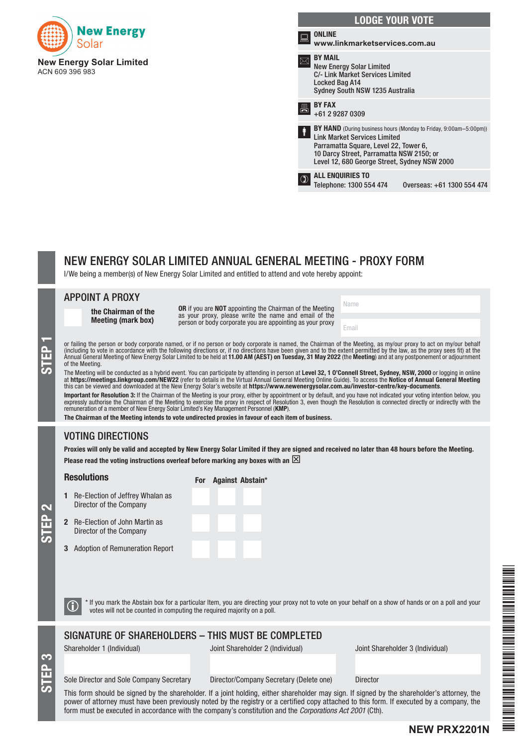New Energy Solar

**New Energy Solar Limited**
ACN 609 396 983

## LODGE YOUR VOTE

**ONLINE**
**www.linkmarketservices.com.au**

**BY MAIL**
New Energy Solar Limited
C/- Link Market Services Limited
Locked Bag A14
Sydney South NSW 1235 Australia

**BY FAX**
+61 2 9287 0309

**BY HAND** (During business hours (Monday to Friday, 9:00am–5:00pm))
Link Market Services Limited
Parramatta Square, Level 22, Tower 6,
10 Darcy Street, Parramatta NSW 2150; or
Level 12, 680 George Street, Sydney NSW 2000

**ALL ENQUIRIES TO**
Telephone: 1300 554 474 Overseas: +61 1300 554 474

# NEW ENERGY SOLAR LIMITED ANNUAL GENERAL MEETING - PROXY FORM

I/We being a member(s) of New Energy Solar Limited and entitled to attend and vote hereby appoint:

## STEP 1

### APPOINT A PROXY

☐ **the Chairman of the Meeting (mark box)**

**OR** if you are **NOT** appointing the Chairman of the Meeting as your proxy, please write the name and email of the person or body corporate you are appointing as your proxy

Name: ____________________

Email: ____________________

or failing the person or body corporate named, or if no person or body corporate is named, the Chairman of the Meeting, as my/our proxy to act on my/our behalf (including to vote in accordance with the following directions or, if no directions have been given and to the extent permitted by the law, as the proxy sees fit) at the Annual General Meeting of New Energy Solar Limited to be held at **11.00 AM (AEST) on Tuesday, 31 May 2022** (the **Meeting**) and at any postponement or adjournment of the Meeting.

The Meeting will be conducted as a hybrid event. You can participate by attending in person at **Level 32, 1 O'Connell Street, Sydney, NSW, 2000** or logging in online at **https://meetings.linkgroup.com/NEW22** (refer to details in the Virtual Annual General Meeting Online Guide). To access the **Notice of Annual General Meeting** this can be viewed and downloaded at the New Energy Solar's website at **https://www.newenergysolar.com.au/investor-centre/key-documents**.

**Important for Resolution 3:** If the Chairman of the Meeting is your proxy, either by appointment or by default, and you have not indicated your voting intention below, you expressly authorise the Chairman of the Meeting to exercise the proxy in respect of Resolution 3, even though the Resolution is connected directly or indirectly with the remuneration of a member of New Energy Solar Limited's Key Management Personnel (**KMP**).

**The Chairman of the Meeting intends to vote undirected proxies in favour of each item of business.**

## STEP 2

### VOTING DIRECTIONS

**Proxies will only be valid and accepted by New Energy Solar Limited if they are signed and received no later than 48 hours before the Meeting.**

**Please read the voting instructions overleaf before marking any boxes with an ☒**

| Resolutions | For | Against | Abstain* |
|---|---|---|---|
| 1 Re-Election of Jeffrey Whalan as Director of the Company | ☐ | ☐ | ☐ |
| 2 Re-Election of John Martin as Director of the Company | ☐ | ☐ | ☐ |
| 3 Adoption of Remuneration Report | ☐ | ☐ | ☐ |

* If you mark the Abstain box for a particular Item, you are directing your proxy not to vote on your behalf on a show of hands or on a poll and your votes will not be counted in computing the required majority on a poll.

## STEP 3

### SIGNATURE OF SHAREHOLDERS – THIS MUST BE COMPLETED

| Shareholder 1 (Individual) | Joint Shareholder 2 (Individual) | Joint Shareholder 3 (Individual) |
|---|---|---|
| | | |
| Sole Director and Sole Company Secretary | Director/Company Secretary (Delete one) | Director |

This form should be signed by the shareholder. If a joint holding, either shareholder may sign. If signed by the shareholder's attorney, the power of attorney must have been previously noted by the registry or a certified copy attached to this form. If executed by a company, the form must be executed in accordance with the company's constitution and the *Corporations Act 2001* (Cth).

**NEW PRX2201N**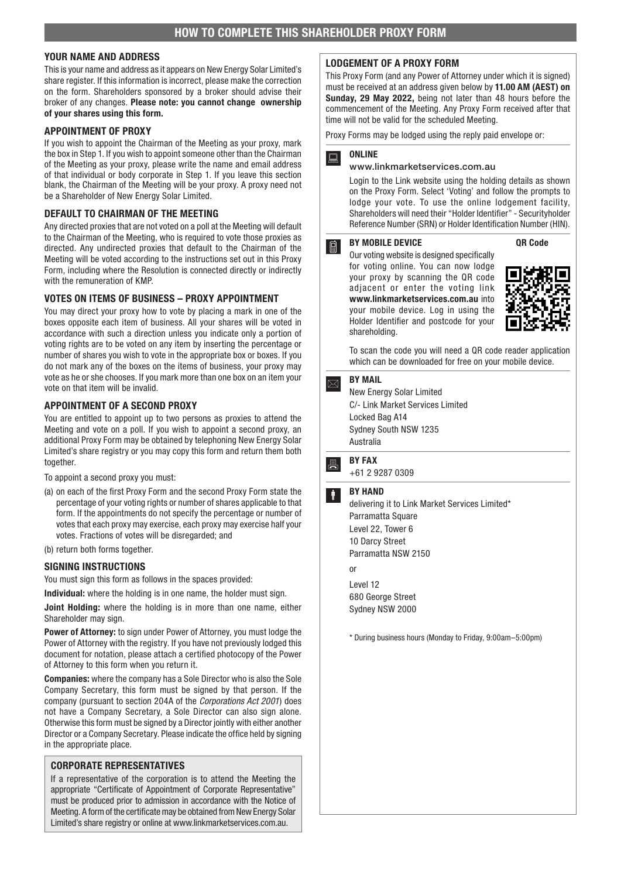# HOW TO COMPLETE THIS SHAREHOLDER PROXY FORM

## YOUR NAME AND ADDRESS

This is your name and address as it appears on New Energy Solar Limited's share register. If this information is incorrect, please make the correction on the form. Shareholders sponsored by a broker should advise their broker of any changes. **Please note: you cannot change ownership of your shares using this form.**

## APPOINTMENT OF PROXY

If you wish to appoint the Chairman of the Meeting as your proxy, mark the box in Step 1. If you wish to appoint someone other than the Chairman of the Meeting as your proxy, please write the name and email address of that individual or body corporate in Step 1. If you leave this section blank, the Chairman of the Meeting will be your proxy. A proxy need not be a Shareholder of New Energy Solar Limited.

## DEFAULT TO CHAIRMAN OF THE MEETING

Any directed proxies that are not voted on a poll at the Meeting will default to the Chairman of the Meeting, who is required to vote those proxies as directed. Any undirected proxies that default to the Chairman of the Meeting will be voted according to the instructions set out in this Proxy Form, including where the Resolution is connected directly or indirectly with the remuneration of KMP.

## VOTES ON ITEMS OF BUSINESS – PROXY APPOINTMENT

You may direct your proxy how to vote by placing a mark in one of the boxes opposite each item of business. All your shares will be voted in accordance with such a direction unless you indicate only a portion of voting rights are to be voted on any item by inserting the percentage or number of shares you wish to vote in the appropriate box or boxes. If you do not mark any of the boxes on the items of business, your proxy may vote as he or she chooses. If you mark more than one box on an item your vote on that item will be invalid.

## APPOINTMENT OF A SECOND PROXY

You are entitled to appoint up to two persons as proxies to attend the Meeting and vote on a poll. If you wish to appoint a second proxy, an additional Proxy Form may be obtained by telephoning New Energy Solar Limited's share registry or you may copy this form and return them both together.

To appoint a second proxy you must:

(a) on each of the first Proxy Form and the second Proxy Form state the percentage of your voting rights or number of shares applicable to that form. If the appointments do not specify the percentage or number of votes that each proxy may exercise, each proxy may exercise half your votes. Fractions of votes will be disregarded; and

(b) return both forms together.

## SIGNING INSTRUCTIONS

You must sign this form as follows in the spaces provided:

**Individual:** where the holding is in one name, the holder must sign.

**Joint Holding:** where the holding is in more than one name, either Shareholder may sign.

**Power of Attorney:** to sign under Power of Attorney, you must lodge the Power of Attorney with the registry. If you have not previously lodged this document for notation, please attach a certified photocopy of the Power of Attorney to this form when you return it.

**Companies:** where the company has a Sole Director who is also the Sole Company Secretary, this form must be signed by that person. If the company (pursuant to section 204A of the *Corporations Act 2001*) does not have a Company Secretary, a Sole Director can also sign alone. Otherwise this form must be signed by a Director jointly with either another Director or a Company Secretary. Please indicate the office held by signing in the appropriate place.

## CORPORATE REPRESENTATIVES

If a representative of the corporation is to attend the Meeting the appropriate "Certificate of Appointment of Corporate Representative" must be produced prior to admission in accordance with the Notice of Meeting. A form of the certificate may be obtained from New Energy Solar Limited's share registry or online at www.linkmarketservices.com.au.

## LODGEMENT OF A PROXY FORM

This Proxy Form (and any Power of Attorney under which it is signed) must be received at an address given below by **11.00 AM (AEST) on Sunday, 29 May 2022,** being not later than 48 hours before the commencement of the Meeting. Any Proxy Form received after that time will not be valid for the scheduled Meeting.

Proxy Forms may be lodged using the reply paid envelope or:

### ONLINE

www.linkmarketservices.com.au

Login to the Link website using the holding details as shown on the Proxy Form. Select 'Voting' and follow the prompts to lodge your vote. To use the online lodgement facility, Shareholders will need their "Holder Identifier" - Securityholder Reference Number (SRN) or Holder Identification Number (HIN).

### BY MOBILE DEVICE

QR Code

Our voting website is designed specifically for voting online. You can now lodge your proxy by scanning the QR code adjacent or enter the voting link **www.linkmarketservices.com.au** into your mobile device. Log in using the Holder Identifier and postcode for your shareholding.

To scan the code you will need a QR code reader application which can be downloaded for free on your mobile device.

### BY MAIL

New Energy Solar Limited
C/- Link Market Services Limited
Locked Bag A14
Sydney South NSW 1235
Australia

### BY FAX

+61 2 9287 0309

### BY HAND

delivering it to Link Market Services Limited*
Parramatta Square
Level 22, Tower 6
10 Darcy Street
Parramatta NSW 2150

or

Level 12
680 George Street
Sydney NSW 2000

\* During business hours (Monday to Friday, 9:00am–5:00pm)